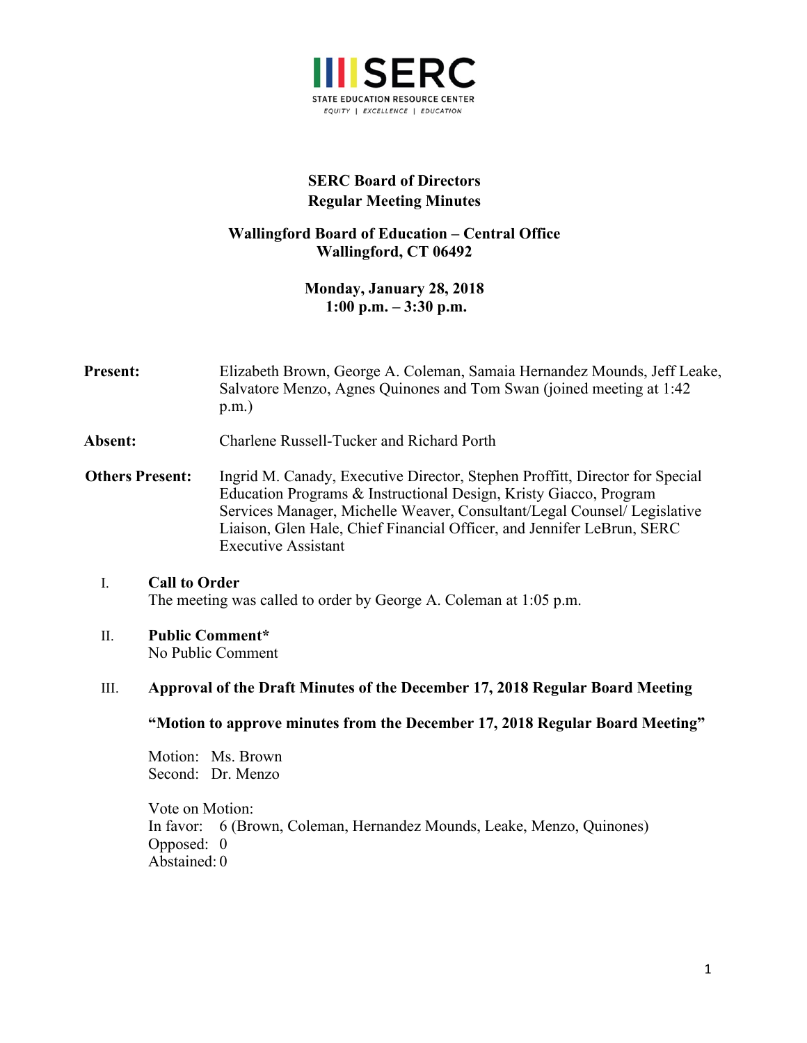SERC

STATE EDUCATION RESOURCE CENTER

*EQUITY | EXCELLENCE | EDUCATION*

# SERC Board of Directors
# Regular Meeting Minutes

## Wallingford Board of Education – Central Office
## Wallingford, CT 06492

## Monday, January 28, 2018
## 1:00 p.m. – 3:30 p.m.

**Present:** Elizabeth Brown, George A. Coleman, Samaia Hernandez Mounds, Jeff Leake, Salvatore Menzo, Agnes Quinones and Tom Swan (joined meeting at 1:42 p.m.)

**Absent:** Charlene Russell-Tucker and Richard Porth

**Others Present:** Ingrid M. Canady, Executive Director, Stephen Proffitt, Director for Special Education Programs & Instructional Design, Kristy Giacco, Program Services Manager, Michelle Weaver, Consultant/Legal Counsel/ Legislative Liaison, Glen Hale, Chief Financial Officer, and Jennifer LeBrun, SERC Executive Assistant

I. **Call to Order**
The meeting was called to order by George A. Coleman at 1:05 p.m.

II. **Public Comment***
No Public Comment

III. **Approval of the Draft Minutes of the December 17, 2018 Regular Board Meeting**

**"Motion to approve minutes from the December 17, 2018 Regular Board Meeting"**

Motion: Ms. Brown
Second: Dr. Menzo

Vote on Motion:
In favor: 6 (Brown, Coleman, Hernandez Mounds, Leake, Menzo, Quinones)
Opposed: 0
Abstained: 0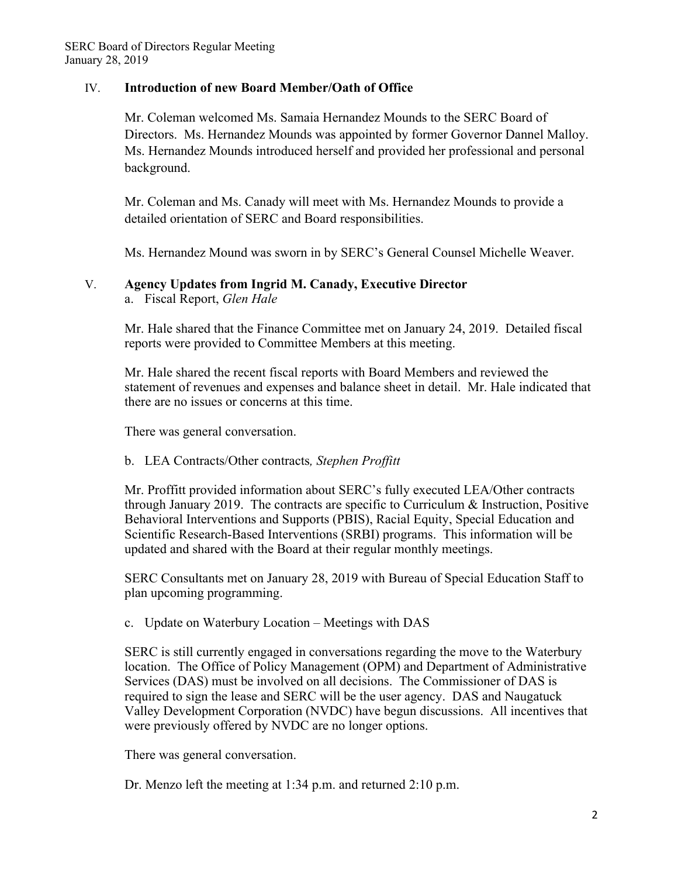## IV. **Introduction of new Board Member/Oath of Office**

Mr. Coleman welcomed Ms. Samaia Hernandez Mounds to the SERC Board of Directors. Ms. Hernandez Mounds was appointed by former Governor Dannel Malloy. Ms. Hernandez Mounds introduced herself and provided her professional and personal background.

Mr. Coleman and Ms. Canady will meet with Ms. Hernandez Mounds to provide a detailed orientation of SERC and Board responsibilities.

Ms. Hernandez Mound was sworn in by SERC's General Counsel Michelle Weaver.

## V. **Agency Updates from Ingrid M. Canady, Executive Director**

a. Fiscal Report, *Glen Hale*

Mr. Hale shared that the Finance Committee met on January 24, 2019. Detailed fiscal reports were provided to Committee Members at this meeting.

Mr. Hale shared the recent fiscal reports with Board Members and reviewed the statement of revenues and expenses and balance sheet in detail. Mr. Hale indicated that there are no issues or concerns at this time.

There was general conversation.

b. LEA Contracts/Other contracts*, Stephen Proffitt*

Mr. Proffitt provided information about SERC's fully executed LEA/Other contracts through January 2019. The contracts are specific to Curriculum & Instruction, Positive Behavioral Interventions and Supports (PBIS), Racial Equity, Special Education and Scientific Research-Based Interventions (SRBI) programs. This information will be updated and shared with the Board at their regular monthly meetings.

SERC Consultants met on January 28, 2019 with Bureau of Special Education Staff to plan upcoming programming.

c. Update on Waterbury Location – Meetings with DAS

SERC is still currently engaged in conversations regarding the move to the Waterbury location. The Office of Policy Management (OPM) and Department of Administrative Services (DAS) must be involved on all decisions. The Commissioner of DAS is required to sign the lease and SERC will be the user agency. DAS and Naugatuck Valley Development Corporation (NVDC) have begun discussions. All incentives that were previously offered by NVDC are no longer options.

There was general conversation.

Dr. Menzo left the meeting at 1:34 p.m. and returned 2:10 p.m.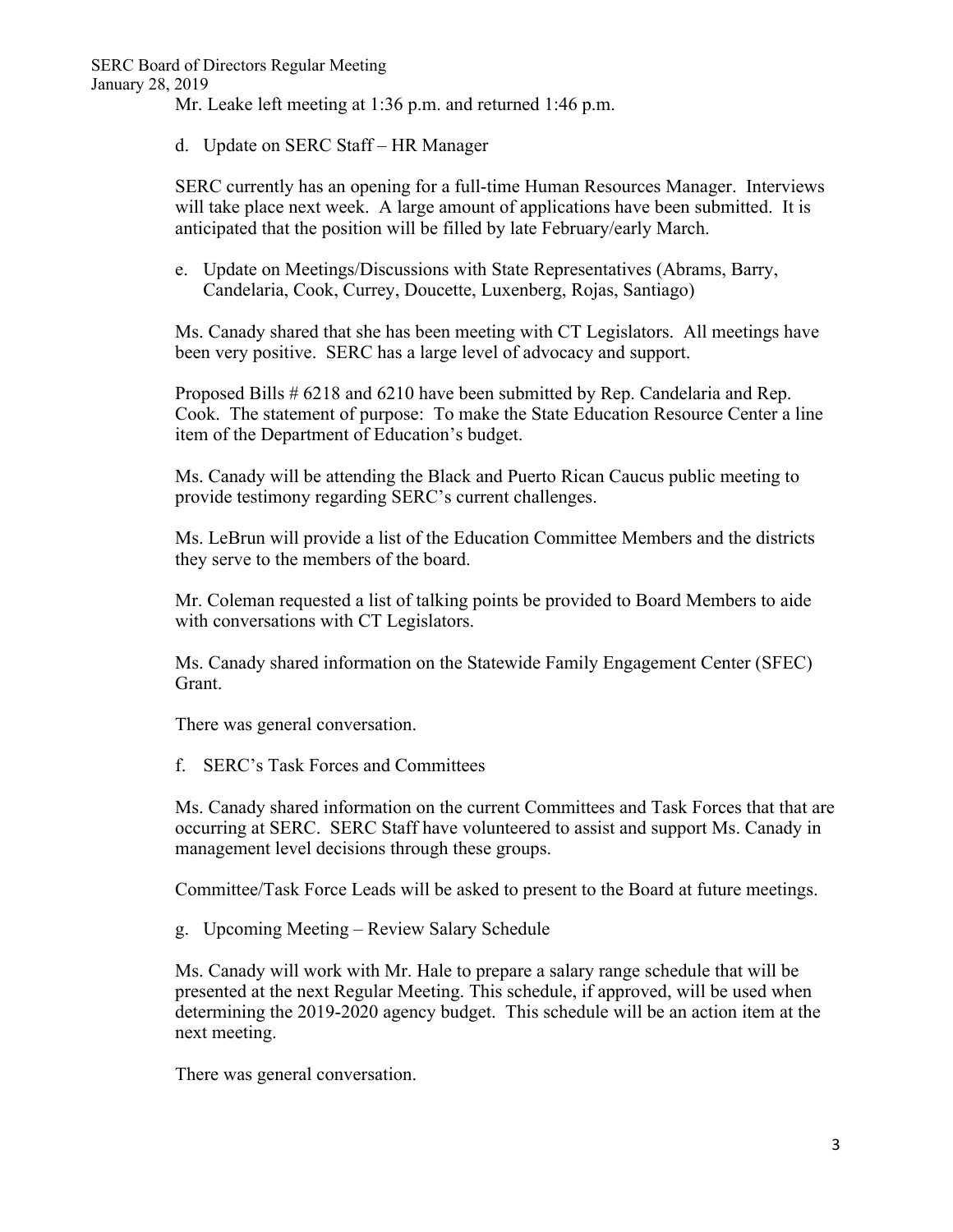Mr. Leake left meeting at 1:36 p.m. and returned 1:46 p.m.

d. Update on SERC Staff – HR Manager

SERC currently has an opening for a full-time Human Resources Manager. Interviews will take place next week. A large amount of applications have been submitted. It is anticipated that the position will be filled by late February/early March.

e. Update on Meetings/Discussions with State Representatives (Abrams, Barry, Candelaria, Cook, Currey, Doucette, Luxenberg, Rojas, Santiago)

Ms. Canady shared that she has been meeting with CT Legislators. All meetings have been very positive. SERC has a large level of advocacy and support.

Proposed Bills # 6218 and 6210 have been submitted by Rep. Candelaria and Rep. Cook. The statement of purpose: To make the State Education Resource Center a line item of the Department of Education's budget.

Ms. Canady will be attending the Black and Puerto Rican Caucus public meeting to provide testimony regarding SERC's current challenges.

Ms. LeBrun will provide a list of the Education Committee Members and the districts they serve to the members of the board.

Mr. Coleman requested a list of talking points be provided to Board Members to aide with conversations with CT Legislators.

Ms. Canady shared information on the Statewide Family Engagement Center (SFEC) Grant.

There was general conversation.

f. SERC's Task Forces and Committees

Ms. Canady shared information on the current Committees and Task Forces that that are occurring at SERC. SERC Staff have volunteered to assist and support Ms. Canady in management level decisions through these groups.

Committee/Task Force Leads will be asked to present to the Board at future meetings.

g. Upcoming Meeting – Review Salary Schedule

Ms. Canady will work with Mr. Hale to prepare a salary range schedule that will be presented at the next Regular Meeting. This schedule, if approved, will be used when determining the 2019-2020 agency budget. This schedule will be an action item at the next meeting.

There was general conversation.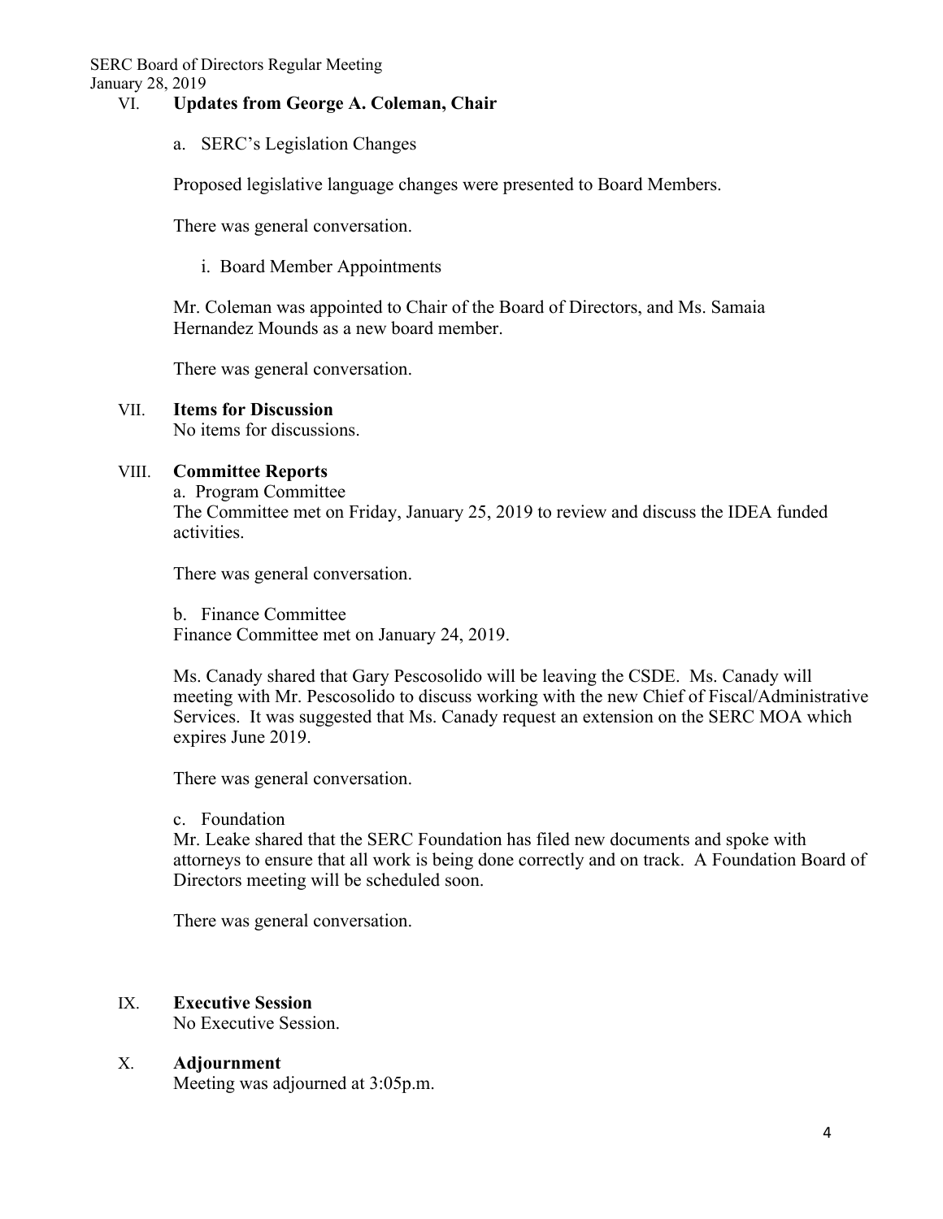## VI. Updates from George A. Coleman, Chair

a. SERC's Legislation Changes

Proposed legislative language changes were presented to Board Members.

There was general conversation.

i. Board Member Appointments

Mr. Coleman was appointed to Chair of the Board of Directors, and Ms. Samaia Hernandez Mounds as a new board member.

There was general conversation.

## VII. Items for Discussion

No items for discussions.

## VIII. Committee Reports

a. Program Committee

The Committee met on Friday, January 25, 2019 to review and discuss the IDEA funded activities.

There was general conversation.

b. Finance Committee

Finance Committee met on January 24, 2019.

Ms. Canady shared that Gary Pescosolido will be leaving the CSDE. Ms. Canady will meeting with Mr. Pescosolido to discuss working with the new Chief of Fiscal/Administrative Services. It was suggested that Ms. Canady request an extension on the SERC MOA which expires June 2019.

There was general conversation.

c. Foundation

Mr. Leake shared that the SERC Foundation has filed new documents and spoke with attorneys to ensure that all work is being done correctly and on track. A Foundation Board of Directors meeting will be scheduled soon.

There was general conversation.

## IX. Executive Session

No Executive Session.

## X. Adjournment

Meeting was adjourned at 3:05p.m.